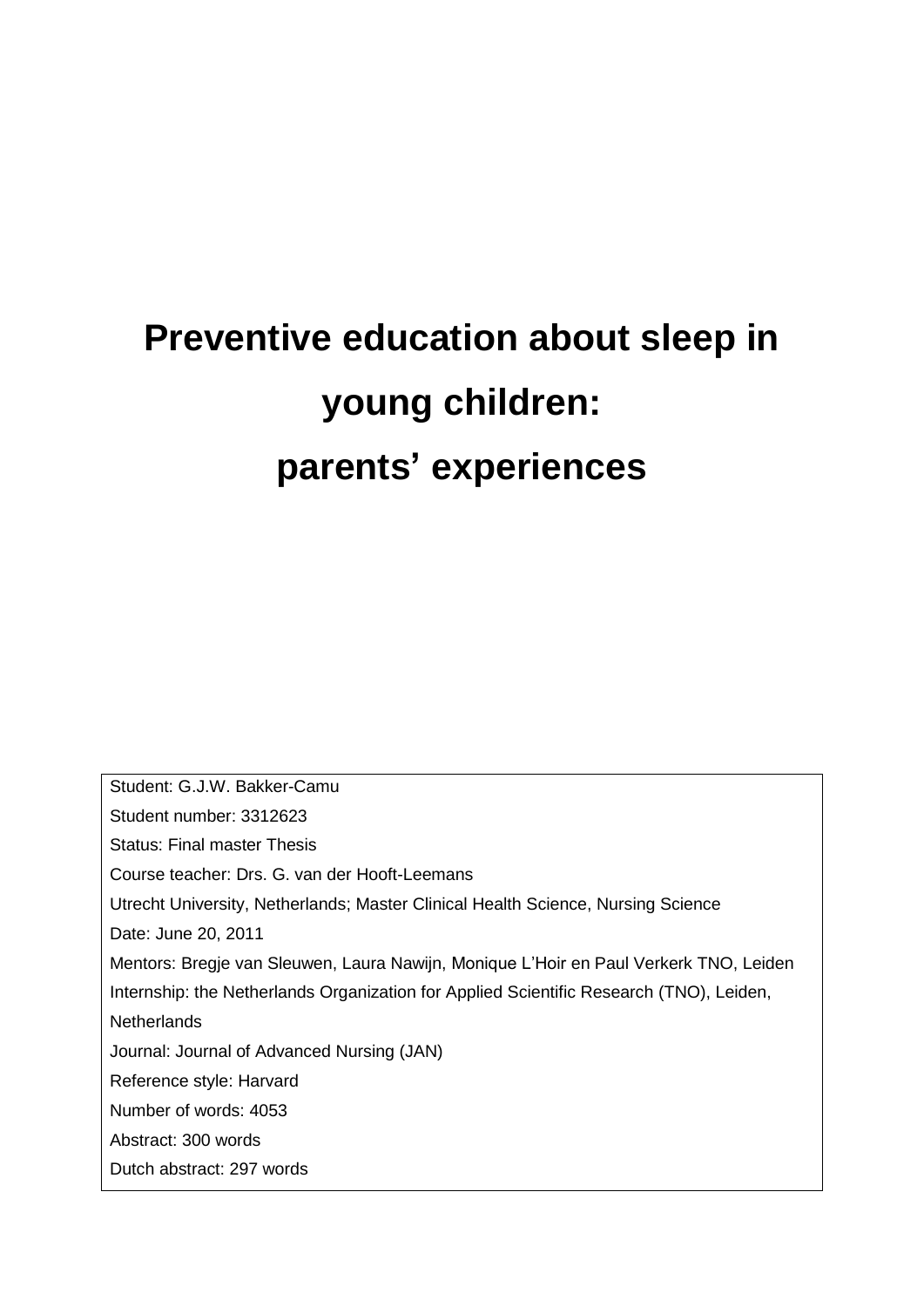# Preventive education about sleep in young children: parents' experiences

Student: G.J.W. Bakker-Camu

Student number: 3312623

Status: Final master Thesis

Course teacher: Drs. G. van der Hooft-Leemans

Utrecht University, Netherlands; Master Clinical Health Science, Nursing Science

Date: June 20, 2011

Mentors: Bregje van Sleuwen, Laura Nawijn, Monique L'Hoir en Paul Verkerk TNO, Leiden

Internship: the Netherlands Organization for Applied Scientific Research (TNO), Leiden, Netherlands

Journal: Journal of Advanced Nursing (JAN)

Reference style: Harvard

Number of words: 4053

Abstract: 300 words

Dutch abstract: 297 words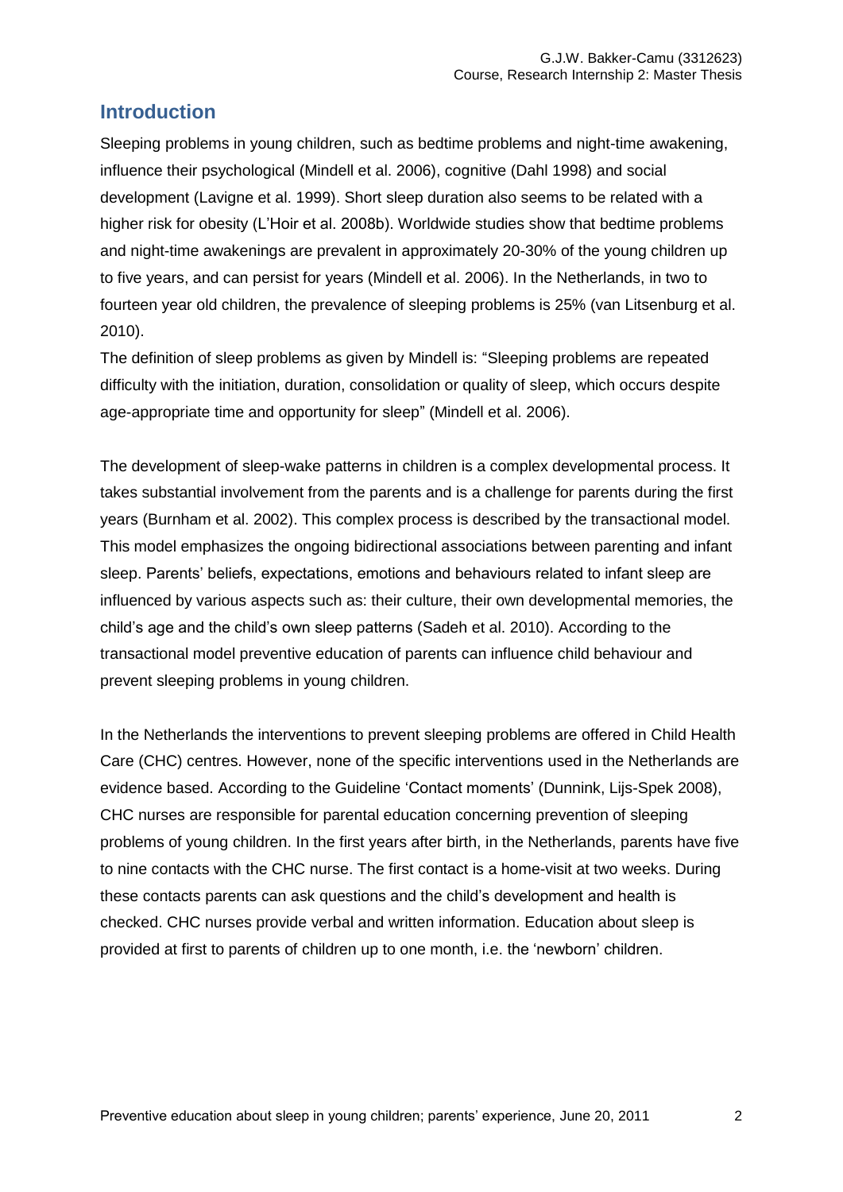## Introduction

Sleeping problems in young children, such as bedtime problems and night-time awakening, influence their psychological (Mindell et al. 2006), cognitive (Dahl 1998) and social development (Lavigne et al. 1999). Short sleep duration also seems to be related with a higher risk for obesity (L'Hoir et al. 2008b). Worldwide studies show that bedtime problems and night-time awakenings are prevalent in approximately 20-30% of the young children up to five years, and can persist for years (Mindell et al. 2006). In the Netherlands, in two to fourteen year old children, the prevalence of sleeping problems is 25% (van Litsenburg et al. 2010).

The definition of sleep problems as given by Mindell is: "Sleeping problems are repeated difficulty with the initiation, duration, consolidation or quality of sleep, which occurs despite age-appropriate time and opportunity for sleep" (Mindell et al. 2006).

The development of sleep-wake patterns in children is a complex developmental process. It takes substantial involvement from the parents and is a challenge for parents during the first years (Burnham et al. 2002). This complex process is described by the transactional model. This model emphasizes the ongoing bidirectional associations between parenting and infant sleep. Parents' beliefs, expectations, emotions and behaviours related to infant sleep are influenced by various aspects such as: their culture, their own developmental memories, the child's age and the child's own sleep patterns (Sadeh et al. 2010). According to the transactional model preventive education of parents can influence child behaviour and prevent sleeping problems in young children.

In the Netherlands the interventions to prevent sleeping problems are offered in Child Health Care (CHC) centres. However, none of the specific interventions used in the Netherlands are evidence based. According to the Guideline 'Contact moments' (Dunnink, Lijs-Spek 2008), CHC nurses are responsible for parental education concerning prevention of sleeping problems of young children. In the first years after birth, in the Netherlands, parents have five to nine contacts with the CHC nurse. The first contact is a home-visit at two weeks. During these contacts parents can ask questions and the child's development and health is checked. CHC nurses provide verbal and written information. Education about sleep is provided at first to parents of children up to one month, i.e. the 'newborn' children.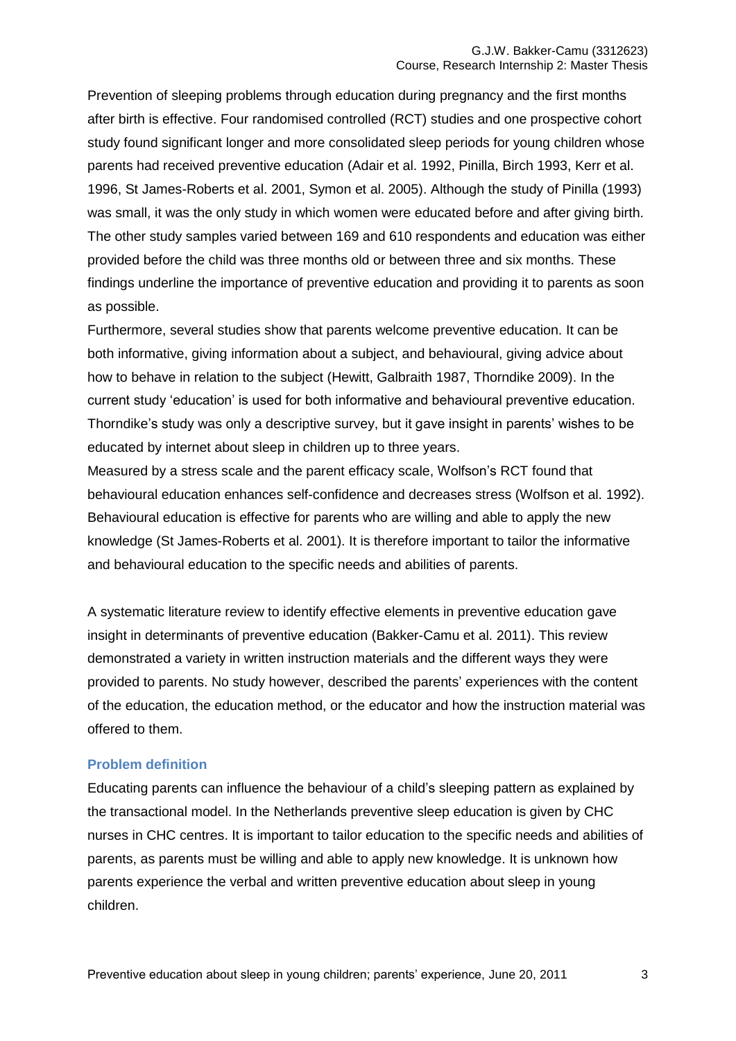Prevention of sleeping problems through education during pregnancy and the first months after birth is effective. Four randomised controlled (RCT) studies and one prospective cohort study found significant longer and more consolidated sleep periods for young children whose parents had received preventive education (Adair et al. 1992, Pinilla, Birch 1993, Kerr et al. 1996, St James-Roberts et al. 2001, Symon et al. 2005). Although the study of Pinilla (1993) was small, it was the only study in which women were educated before and after giving birth. The other study samples varied between 169 and 610 respondents and education was either provided before the child was three months old or between three and six months. These findings underline the importance of preventive education and providing it to parents as soon as possible.

Furthermore, several studies show that parents welcome preventive education. It can be both informative, giving information about a subject, and behavioural, giving advice about how to behave in relation to the subject (Hewitt, Galbraith 1987, Thorndike 2009). In the current study 'education' is used for both informative and behavioural preventive education. Thorndike's study was only a descriptive survey, but it gave insight in parents' wishes to be educated by internet about sleep in children up to three years.

Measured by a stress scale and the parent efficacy scale, Wolfson's RCT found that behavioural education enhances self-confidence and decreases stress (Wolfson et al. 1992). Behavioural education is effective for parents who are willing and able to apply the new knowledge (St James-Roberts et al. 2001). It is therefore important to tailor the informative and behavioural education to the specific needs and abilities of parents.

A systematic literature review to identify effective elements in preventive education gave insight in determinants of preventive education (Bakker-Camu et al. 2011). This review demonstrated a variety in written instruction materials and the different ways they were provided to parents. No study however, described the parents' experiences with the content of the education, the education method, or the educator and how the instruction material was offered to them.

## Problem definition

Educating parents can influence the behaviour of a child's sleeping pattern as explained by the transactional model. In the Netherlands preventive sleep education is given by CHC nurses in CHC centres. It is important to tailor education to the specific needs and abilities of parents, as parents must be willing and able to apply new knowledge. It is unknown how parents experience the verbal and written preventive education about sleep in young children.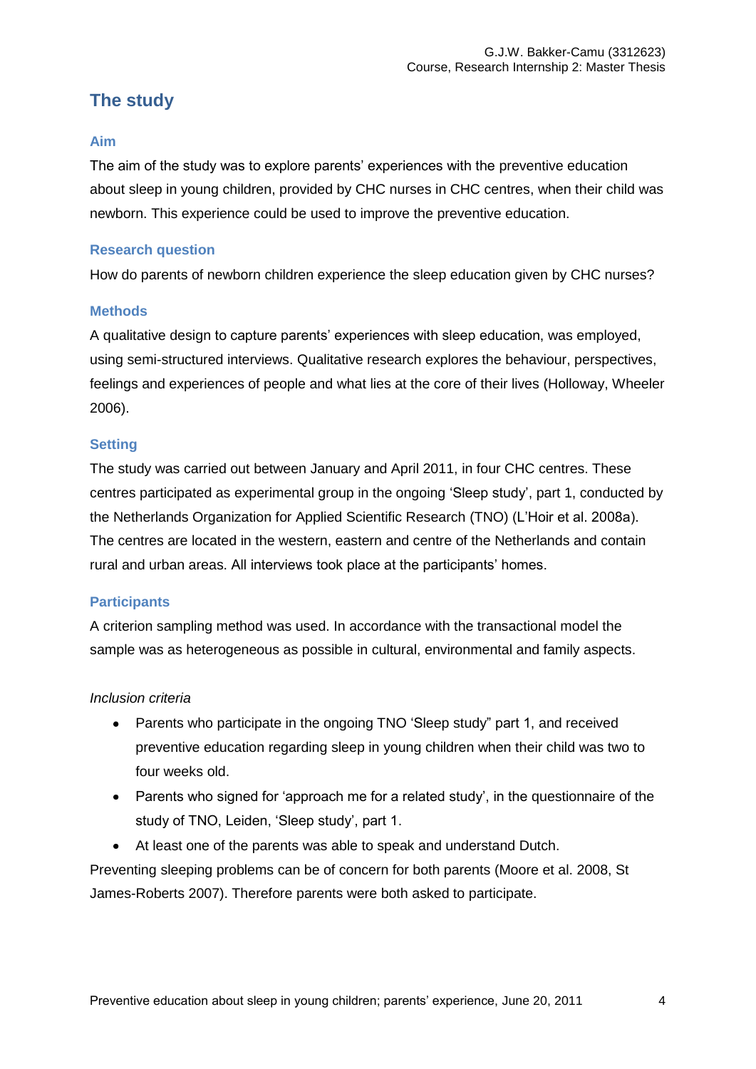## The study

### Aim

The aim of the study was to explore parents' experiences with the preventive education about sleep in young children, provided by CHC nurses in CHC centres, when their child was newborn. This experience could be used to improve the preventive education.

### Research question

How do parents of newborn children experience the sleep education given by CHC nurses?

### Methods

A qualitative design to capture parents' experiences with sleep education, was employed, using semi-structured interviews. Qualitative research explores the behaviour, perspectives, feelings and experiences of people and what lies at the core of their lives (Holloway, Wheeler 2006).

### Setting

The study was carried out between January and April 2011, in four CHC centres. These centres participated as experimental group in the ongoing 'Sleep study', part 1, conducted by the Netherlands Organization for Applied Scientific Research (TNO) (L'Hoir et al. 2008a). The centres are located in the western, eastern and centre of the Netherlands and contain rural and urban areas. All interviews took place at the participants' homes.

### Participants

A criterion sampling method was used. In accordance with the transactional model the sample was as heterogeneous as possible in cultural, environmental and family aspects.

*Inclusion criteria*

- Parents who participate in the ongoing TNO 'Sleep study" part 1, and received preventive education regarding sleep in young children when their child was two to four weeks old.
- Parents who signed for 'approach me for a related study', in the questionnaire of the study of TNO, Leiden, 'Sleep study', part 1.
- At least one of the parents was able to speak and understand Dutch.

Preventing sleeping problems can be of concern for both parents (Moore et al. 2008, St James-Roberts 2007). Therefore parents were both asked to participate.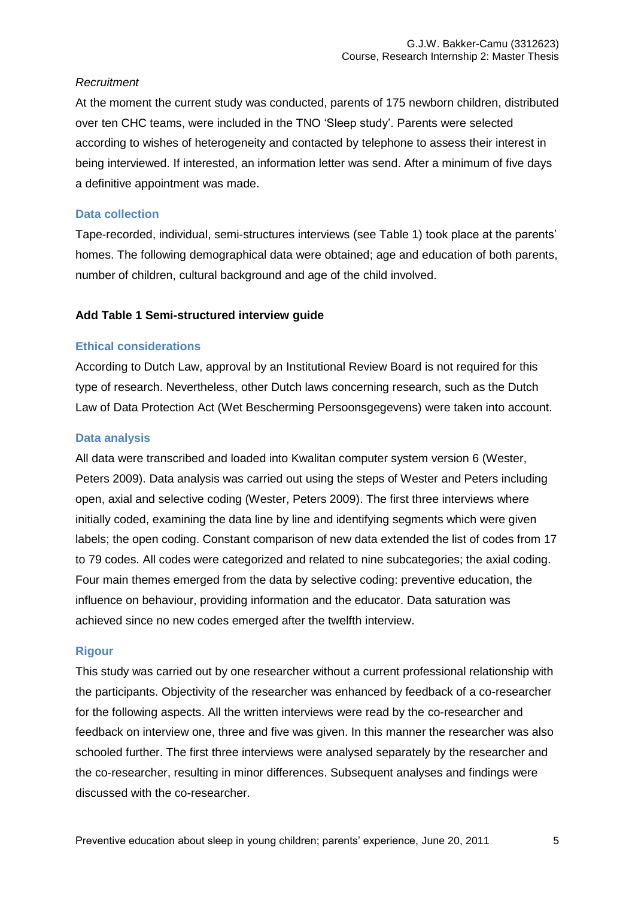*Recruitment*

At the moment the current study was conducted, parents of 175 newborn children, distributed over ten CHC teams, were included in the TNO 'Sleep study'. Parents were selected according to wishes of heterogeneity and contacted by telephone to assess their interest in being interviewed. If interested, an information letter was send. After a minimum of five days a definitive appointment was made.

## Data collection

Tape-recorded, individual, semi-structures interviews (see Table 1) took place at the parents' homes. The following demographical data were obtained; age and education of both parents, number of children, cultural background and age of the child involved.

**Add Table 1 Semi-structured interview guide**

## Ethical considerations

According to Dutch Law, approval by an Institutional Review Board is not required for this type of research. Nevertheless, other Dutch laws concerning research, such as the Dutch Law of Data Protection Act (Wet Bescherming Persoonsgegevens) were taken into account.

## Data analysis

All data were transcribed and loaded into Kwalitan computer system version 6 (Wester, Peters 2009). Data analysis was carried out using the steps of Wester and Peters including open, axial and selective coding (Wester, Peters 2009). The first three interviews where initially coded, examining the data line by line and identifying segments which were given labels; the open coding. Constant comparison of new data extended the list of codes from 17 to 79 codes. All codes were categorized and related to nine subcategories; the axial coding. Four main themes emerged from the data by selective coding: preventive education, the influence on behaviour, providing information and the educator. Data saturation was achieved since no new codes emerged after the twelfth interview.

## Rigour

This study was carried out by one researcher without a current professional relationship with the participants. Objectivity of the researcher was enhanced by feedback of a co-researcher for the following aspects. All the written interviews were read by the co-researcher and feedback on interview one, three and five was given. In this manner the researcher was also schooled further. The first three interviews were analysed separately by the researcher and the co-researcher, resulting in minor differences. Subsequent analyses and findings were discussed with the co-researcher.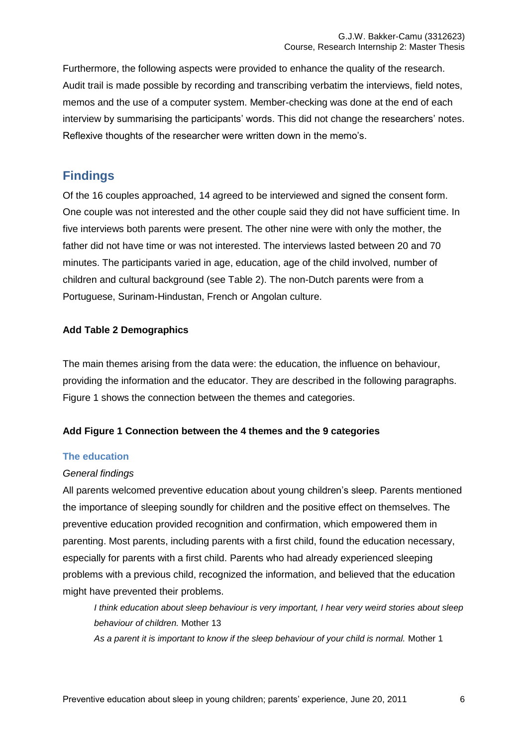Furthermore, the following aspects were provided to enhance the quality of the research. Audit trail is made possible by recording and transcribing verbatim the interviews, field notes, memos and the use of a computer system. Member-checking was done at the end of each interview by summarising the participants' words. This did not change the researchers' notes. Reflexive thoughts of the researcher were written down in the memo's.

## Findings

Of the 16 couples approached, 14 agreed to be interviewed and signed the consent form. One couple was not interested and the other couple said they did not have sufficient time. In five interviews both parents were present. The other nine were with only the mother, the father did not have time or was not interested. The interviews lasted between 20 and 70 minutes. The participants varied in age, education, age of the child involved, number of children and cultural background (see Table 2). The non-Dutch parents were from a Portuguese, Surinam-Hindustan, French or Angolan culture.

**Add Table 2 Demographics**

The main themes arising from the data were: the education, the influence on behaviour, providing the information and the educator. They are described in the following paragraphs. Figure 1 shows the connection between the themes and categories.

**Add Figure 1 Connection between the 4 themes and the 9 categories**

### The education

*General findings*

All parents welcomed preventive education about young children's sleep. Parents mentioned the importance of sleeping soundly for children and the positive effect on themselves. The preventive education provided recognition and confirmation, which empowered them in parenting. Most parents, including parents with a first child, found the education necessary, especially for parents with a first child. Parents who had already experienced sleeping problems with a previous child, recognized the information, and believed that the education might have prevented their problems.

> *I think education about sleep behaviour is very important, I hear very weird stories about sleep behaviour of children.* Mother 13
>
> *As a parent it is important to know if the sleep behaviour of your child is normal.* Mother 1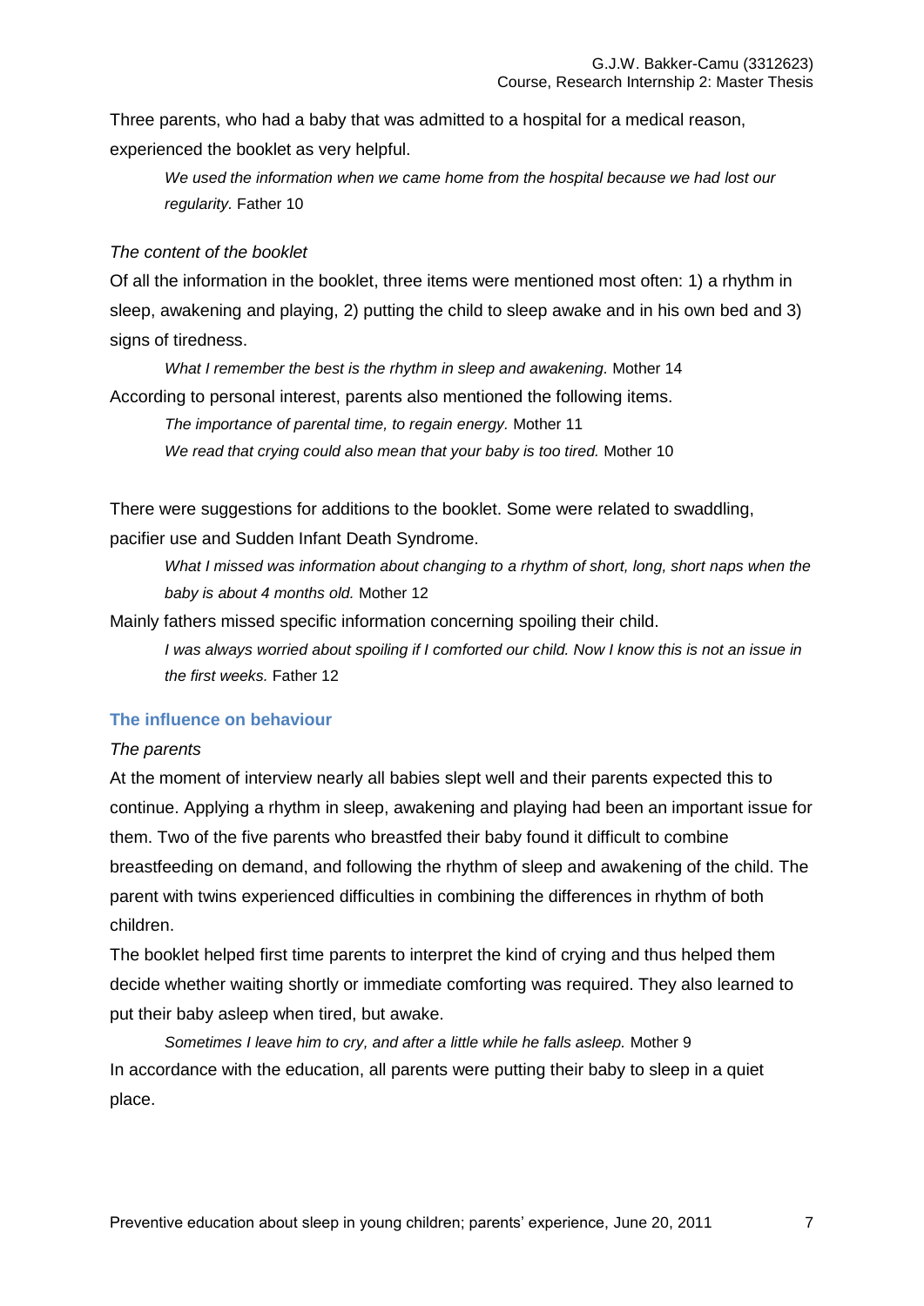Three parents, who had a baby that was admitted to a hospital for a medical reason, experienced the booklet as very helpful.

> *We used the information when we came home from the hospital because we had lost our regularity.* Father 10

*The content of the booklet*

Of all the information in the booklet, three items were mentioned most often: 1) a rhythm in sleep, awakening and playing, 2) putting the child to sleep awake and in his own bed and 3) signs of tiredness.

> *What I remember the best is the rhythm in sleep and awakening.* Mother 14

According to personal interest, parents also mentioned the following items.

> *The importance of parental time, to regain energy.* Mother 11
>
> *We read that crying could also mean that your baby is too tired.* Mother 10

There were suggestions for additions to the booklet. Some were related to swaddling, pacifier use and Sudden Infant Death Syndrome.

> *What I missed was information about changing to a rhythm of short, long, short naps when the baby is about 4 months old.* Mother 12

Mainly fathers missed specific information concerning spoiling their child.

> *I was always worried about spoiling if I comforted our child. Now I know this is not an issue in the first weeks.* Father 12

### The influence on behaviour

*The parents*

At the moment of interview nearly all babies slept well and their parents expected this to continue. Applying a rhythm in sleep, awakening and playing had been an important issue for them. Two of the five parents who breastfed their baby found it difficult to combine breastfeeding on demand, and following the rhythm of sleep and awakening of the child. The parent with twins experienced difficulties in combining the differences in rhythm of both children.

The booklet helped first time parents to interpret the kind of crying and thus helped them decide whether waiting shortly or immediate comforting was required. They also learned to put their baby asleep when tired, but awake.

> *Sometimes I leave him to cry, and after a little while he falls asleep.* Mother 9

In accordance with the education, all parents were putting their baby to sleep in a quiet place.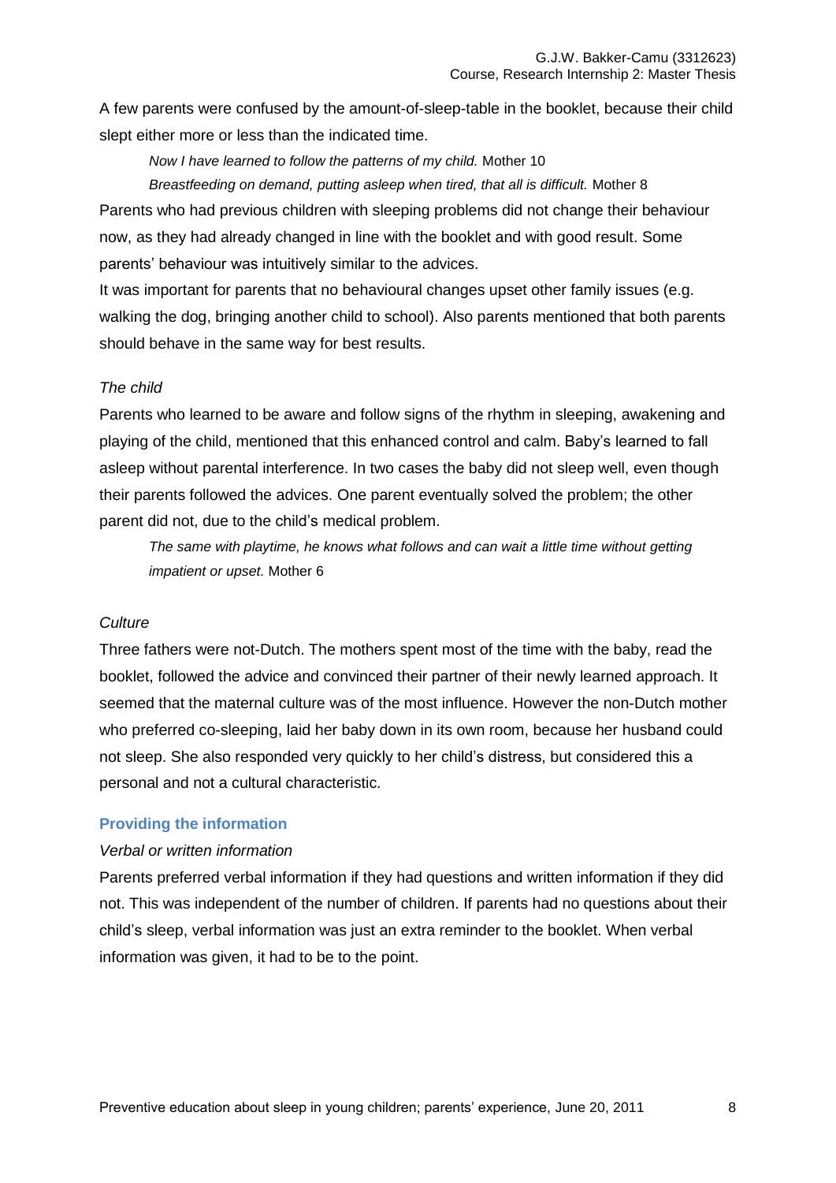A few parents were confused by the amount-of-sleep-table in the booklet, because their child slept either more or less than the indicated time.

> *Now I have learned to follow the patterns of my child.* Mother 10
>
> *Breastfeeding on demand, putting asleep when tired, that all is difficult.* Mother 8

Parents who had previous children with sleeping problems did not change their behaviour now, as they had already changed in line with the booklet and with good result. Some parents' behaviour was intuitively similar to the advices.

It was important for parents that no behavioural changes upset other family issues (e.g. walking the dog, bringing another child to school). Also parents mentioned that both parents should behave in the same way for best results.

*The child*

Parents who learned to be aware and follow signs of the rhythm in sleeping, awakening and playing of the child, mentioned that this enhanced control and calm. Baby's learned to fall asleep without parental interference. In two cases the baby did not sleep well, even though their parents followed the advices. One parent eventually solved the problem; the other parent did not, due to the child's medical problem.

> *The same with playtime, he knows what follows and can wait a little time without getting impatient or upset.* Mother 6

*Culture*

Three fathers were not-Dutch. The mothers spent most of the time with the baby, read the booklet, followed the advice and convinced their partner of their newly learned approach. It seemed that the maternal culture was of the most influence. However the non-Dutch mother who preferred co-sleeping, laid her baby down in its own room, because her husband could not sleep. She also responded very quickly to her child's distress, but considered this a personal and not a cultural characteristic.

### Providing the information

*Verbal or written information*

Parents preferred verbal information if they had questions and written information if they did not. This was independent of the number of children. If parents had no questions about their child's sleep, verbal information was just an extra reminder to the booklet. When verbal information was given, it had to be to the point.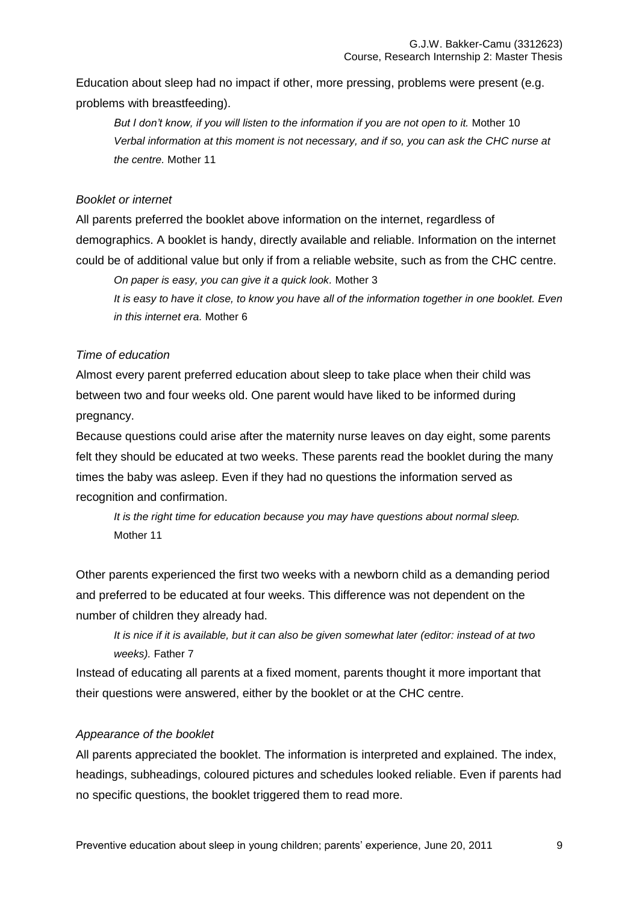Education about sleep had no impact if other, more pressing, problems were present (e.g. problems with breastfeeding).

> *But I don't know, if you will listen to the information if you are not open to it.* Mother 10
> *Verbal information at this moment is not necessary, and if so, you can ask the CHC nurse at the centre.* Mother 11

*Booklet or internet*

All parents preferred the booklet above information on the internet, regardless of demographics. A booklet is handy, directly available and reliable. Information on the internet could be of additional value but only if from a reliable website, such as from the CHC centre.

> *On paper is easy, you can give it a quick look.* Mother 3
> *It is easy to have it close, to know you have all of the information together in one booklet. Even in this internet era.* Mother 6

*Time of education*

Almost every parent preferred education about sleep to take place when their child was between two and four weeks old. One parent would have liked to be informed during pregnancy.

Because questions could arise after the maternity nurse leaves on day eight, some parents felt they should be educated at two weeks. These parents read the booklet during the many times the baby was asleep. Even if they had no questions the information served as recognition and confirmation.

> *It is the right time for education because you may have questions about normal sleep.* Mother 11

Other parents experienced the first two weeks with a newborn child as a demanding period and preferred to be educated at four weeks. This difference was not dependent on the number of children they already had.

> *It is nice if it is available, but it can also be given somewhat later (editor: instead of at two weeks).* Father 7

Instead of educating all parents at a fixed moment, parents thought it more important that their questions were answered, either by the booklet or at the CHC centre.

*Appearance of the booklet*

All parents appreciated the booklet. The information is interpreted and explained. The index, headings, subheadings, coloured pictures and schedules looked reliable. Even if parents had no specific questions, the booklet triggered them to read more.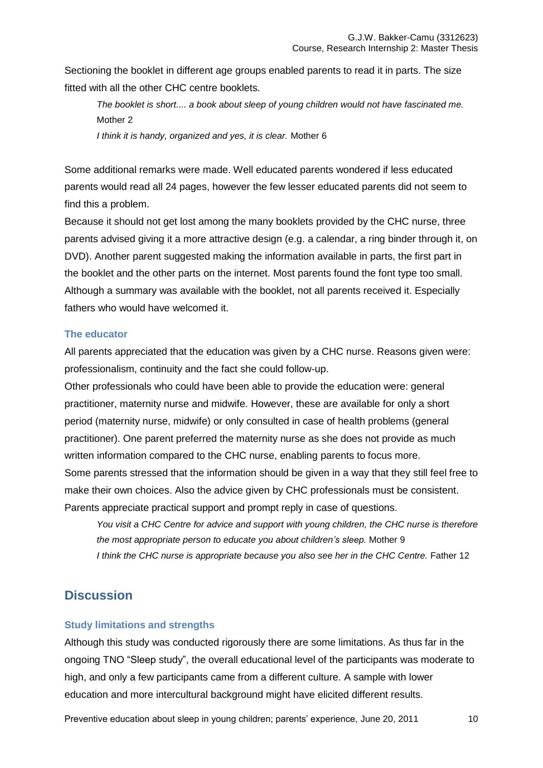Sectioning the booklet in different age groups enabled parents to read it in parts. The size fitted with all the other CHC centre booklets.

> *The booklet is short.... a book about sleep of young children would not have fascinated me.* Mother 2
>
> *I think it is handy, organized and yes, it is clear.* Mother 6

Some additional remarks were made. Well educated parents wondered if less educated parents would read all 24 pages, however the few lesser educated parents did not seem to find this a problem.

Because it should not get lost among the many booklets provided by the CHC nurse, three parents advised giving it a more attractive design (e.g. a calendar, a ring binder through it, on DVD). Another parent suggested making the information available in parts, the first part in the booklet and the other parts on the internet. Most parents found the font type too small. Although a summary was available with the booklet, not all parents received it. Especially fathers who would have welcomed it.

### The educator

All parents appreciated that the education was given by a CHC nurse. Reasons given were: professionalism, continuity and the fact she could follow-up.

Other professionals who could have been able to provide the education were: general practitioner, maternity nurse and midwife. However, these are available for only a short period (maternity nurse, midwife) or only consulted in case of health problems (general practitioner). One parent preferred the maternity nurse as she does not provide as much written information compared to the CHC nurse, enabling parents to focus more.

Some parents stressed that the information should be given in a way that they still feel free to make their own choices. Also the advice given by CHC professionals must be consistent. Parents appreciate practical support and prompt reply in case of questions.

> *You visit a CHC Centre for advice and support with young children, the CHC nurse is therefore the most appropriate person to educate you about children's sleep.* Mother 9
>
> *I think the CHC nurse is appropriate because you also see her in the CHC Centre.* Father 12

## Discussion

### Study limitations and strengths

Although this study was conducted rigorously there are some limitations. As thus far in the ongoing TNO "Sleep study", the overall educational level of the participants was moderate to high, and only a few participants came from a different culture. A sample with lower education and more intercultural background might have elicited different results.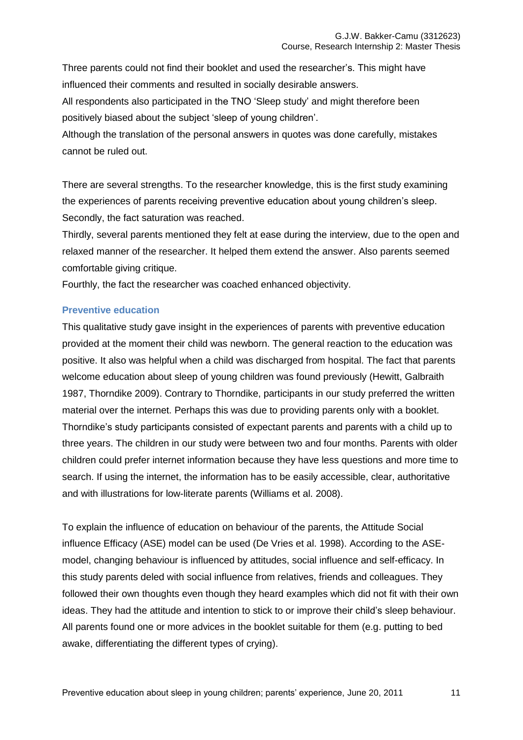Three parents could not find their booklet and used the researcher's. This might have influenced their comments and resulted in socially desirable answers.
All respondents also participated in the TNO 'Sleep study' and might therefore been positively biased about the subject 'sleep of young children'.
Although the translation of the personal answers in quotes was done carefully, mistakes cannot be ruled out.

There are several strengths. To the researcher knowledge, this is the first study examining the experiences of parents receiving preventive education about young children's sleep. Secondly, the fact saturation was reached.
Thirdly, several parents mentioned they felt at ease during the interview, due to the open and relaxed manner of the researcher. It helped them extend the answer. Also parents seemed comfortable giving critique.
Fourthly, the fact the researcher was coached enhanced objectivity.

### Preventive education

This qualitative study gave insight in the experiences of parents with preventive education provided at the moment their child was newborn. The general reaction to the education was positive. It also was helpful when a child was discharged from hospital. The fact that parents welcome education about sleep of young children was found previously (Hewitt, Galbraith 1987, Thorndike 2009). Contrary to Thorndike, participants in our study preferred the written material over the internet. Perhaps this was due to providing parents only with a booklet. Thorndike's study participants consisted of expectant parents and parents with a child up to three years. The children in our study were between two and four months. Parents with older children could prefer internet information because they have less questions and more time to search. If using the internet, the information has to be easily accessible, clear, authoritative and with illustrations for low-literate parents (Williams et al. 2008).

To explain the influence of education on behaviour of the parents, the Attitude Social influence Efficacy (ASE) model can be used (De Vries et al. 1998). According to the ASE-model, changing behaviour is influenced by attitudes, social influence and self-efficacy. In this study parents deled with social influence from relatives, friends and colleagues. They followed their own thoughts even though they heard examples which did not fit with their own ideas. They had the attitude and intention to stick to or improve their child's sleep behaviour. All parents found one or more advices in the booklet suitable for them (e.g. putting to bed awake, differentiating the different types of crying).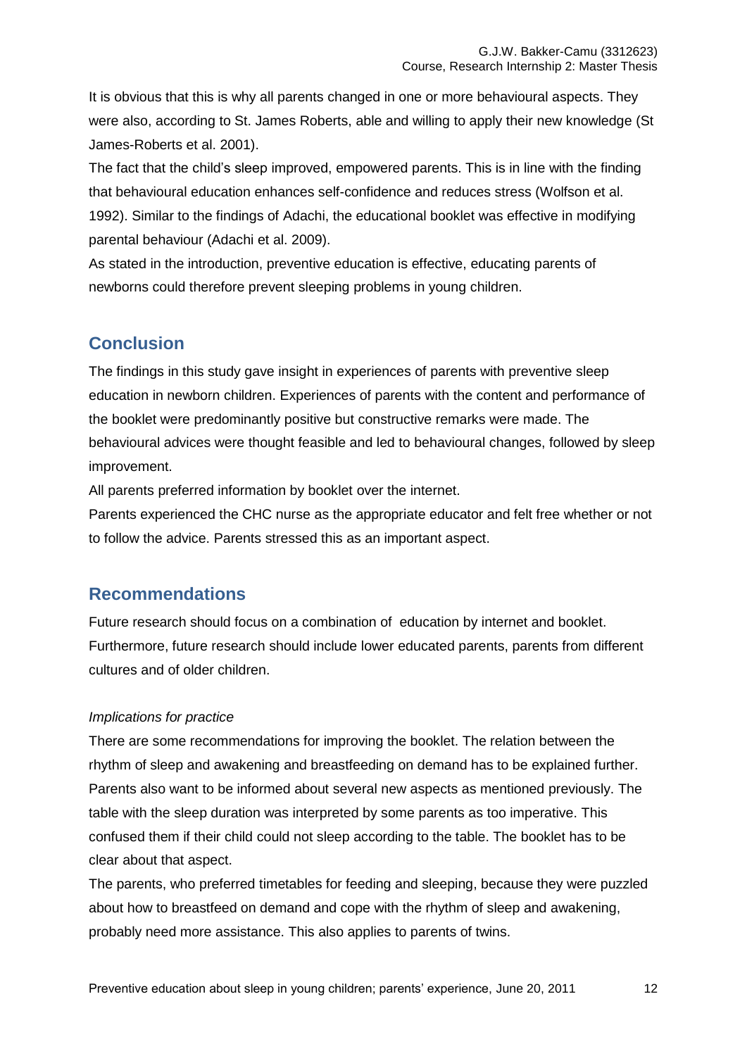It is obvious that this is why all parents changed in one or more behavioural aspects. They were also, according to St. James Roberts, able and willing to apply their new knowledge (St James-Roberts et al. 2001).

The fact that the child's sleep improved, empowered parents. This is in line with the finding that behavioural education enhances self-confidence and reduces stress (Wolfson et al. 1992). Similar to the findings of Adachi, the educational booklet was effective in modifying parental behaviour (Adachi et al. 2009).

As stated in the introduction, preventive education is effective, educating parents of newborns could therefore prevent sleeping problems in young children.

## Conclusion

The findings in this study gave insight in experiences of parents with preventive sleep education in newborn children. Experiences of parents with the content and performance of the booklet were predominantly positive but constructive remarks were made. The behavioural advices were thought feasible and led to behavioural changes, followed by sleep improvement.

All parents preferred information by booklet over the internet.

Parents experienced the CHC nurse as the appropriate educator and felt free whether or not to follow the advice. Parents stressed this as an important aspect.

## Recommendations

Future research should focus on a combination of education by internet and booklet. Furthermore, future research should include lower educated parents, parents from different cultures and of older children.

*Implications for practice*

There are some recommendations for improving the booklet. The relation between the rhythm of sleep and awakening and breastfeeding on demand has to be explained further. Parents also want to be informed about several new aspects as mentioned previously. The table with the sleep duration was interpreted by some parents as too imperative. This confused them if their child could not sleep according to the table. The booklet has to be clear about that aspect.

The parents, who preferred timetables for feeding and sleeping, because they were puzzled about how to breastfeed on demand and cope with the rhythm of sleep and awakening, probably need more assistance. This also applies to parents of twins.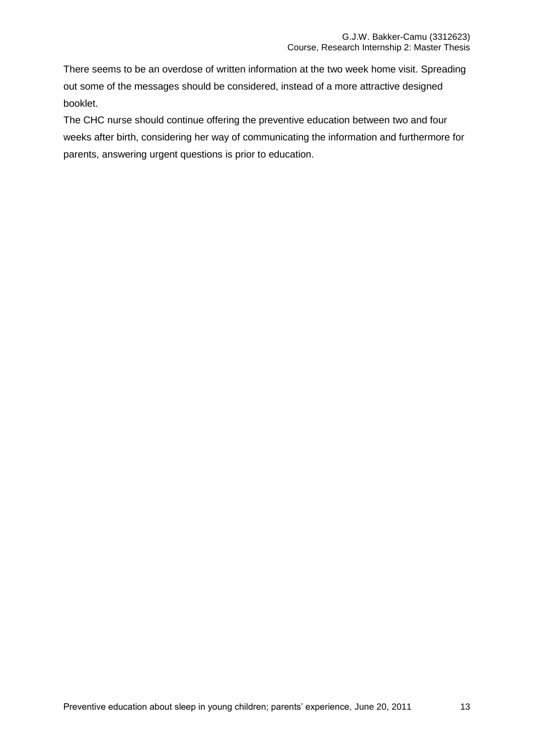There seems to be an overdose of written information at the two week home visit. Spreading out some of the messages should be considered, instead of a more attractive designed booklet.

The CHC nurse should continue offering the preventive education between two and four weeks after birth, considering her way of communicating the information and furthermore for parents, answering urgent questions is prior to education.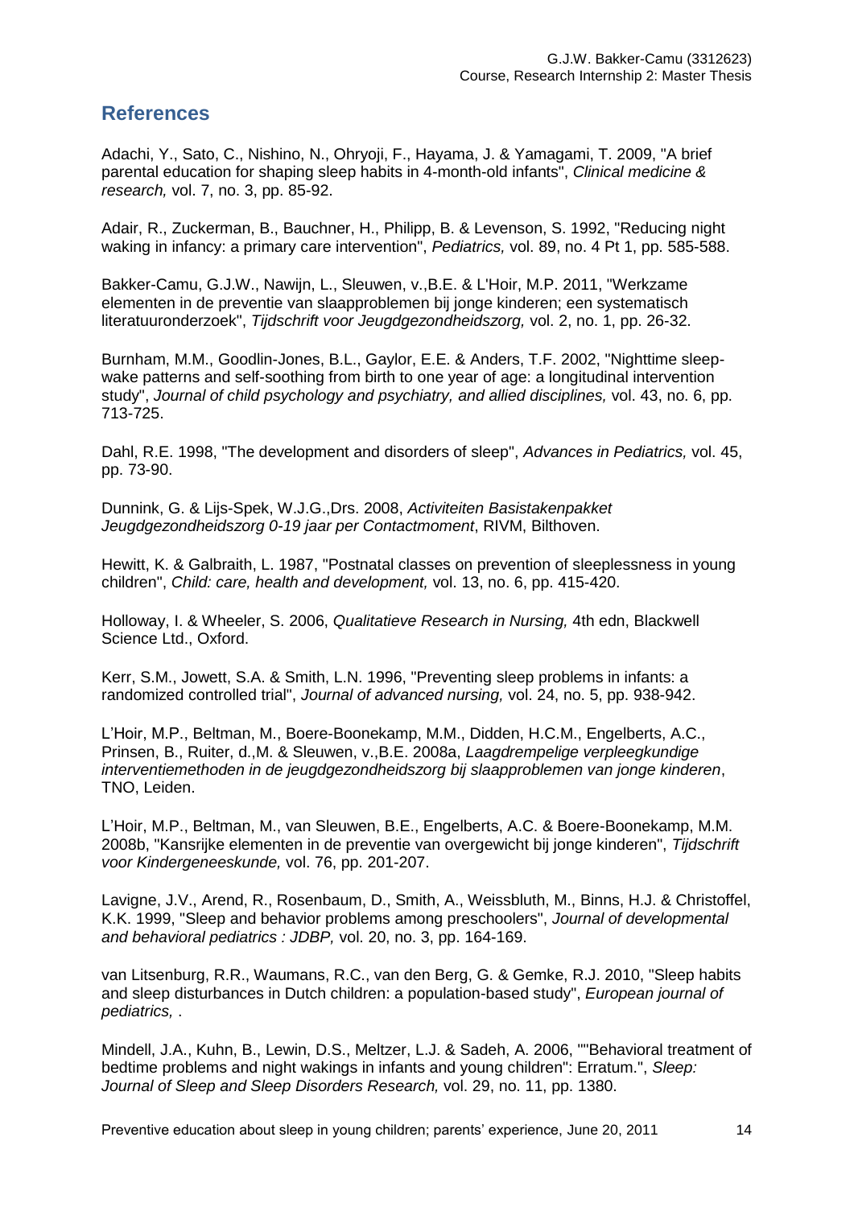## References

Adachi, Y., Sato, C., Nishino, N., Ohryoji, F., Hayama, J. & Yamagami, T. 2009, "A brief parental education for shaping sleep habits in 4-month-old infants", *Clinical medicine & research,* vol. 7, no. 3, pp. 85-92.

Adair, R., Zuckerman, B., Bauchner, H., Philipp, B. & Levenson, S. 1992, "Reducing night waking in infancy: a primary care intervention", *Pediatrics,* vol. 89, no. 4 Pt 1, pp. 585-588.

Bakker-Camu, G.J.W., Nawijn, L., Sleuwen, v.,B.E. & L'Hoir, M.P. 2011, "Werkzame elementen in de preventie van slaapproblemen bij jonge kinderen; een systematisch literatuuronderzoek", *Tijdschrift voor Jeugdgezondheidszorg,* vol. 2, no. 1, pp. 26-32.

Burnham, M.M., Goodlin-Jones, B.L., Gaylor, E.E. & Anders, T.F. 2002, "Nighttime sleep-wake patterns and self-soothing from birth to one year of age: a longitudinal intervention study", *Journal of child psychology and psychiatry, and allied disciplines,* vol. 43, no. 6, pp. 713-725.

Dahl, R.E. 1998, "The development and disorders of sleep", *Advances in Pediatrics,* vol. 45, pp. 73-90.

Dunnink, G. & Lijs-Spek, W.J.G.,Drs. 2008, *Activiteiten Basistakenpakket Jeugdgezondheidszorg 0-19 jaar per Contactmoment*, RIVM, Bilthoven.

Hewitt, K. & Galbraith, L. 1987, "Postnatal classes on prevention of sleeplessness in young children", *Child: care, health and development,* vol. 13, no. 6, pp. 415-420.

Holloway, I. & Wheeler, S. 2006, *Qualitatieve Research in Nursing,* 4th edn, Blackwell Science Ltd., Oxford.

Kerr, S.M., Jowett, S.A. & Smith, L.N. 1996, "Preventing sleep problems in infants: a randomized controlled trial", *Journal of advanced nursing,* vol. 24, no. 5, pp. 938-942.

L'Hoir, M.P., Beltman, M., Boere-Boonekamp, M.M., Didden, H.C.M., Engelberts, A.C., Prinsen, B., Ruiter, d.,M. & Sleuwen, v.,B.E. 2008a, *Laagdrempelige verpleegkundige interventiemethoden in de jeugdgezondheidszorg bij slaapproblemen van jonge kinderen*, TNO, Leiden.

L'Hoir, M.P., Beltman, M., van Sleuwen, B.E., Engelberts, A.C. & Boere-Boonekamp, M.M. 2008b, "Kansrijke elementen in de preventie van overgewicht bij jonge kinderen", *Tijdschrift voor Kindergeneeskunde,* vol. 76, pp. 201-207.

Lavigne, J.V., Arend, R., Rosenbaum, D., Smith, A., Weissbluth, M., Binns, H.J. & Christoffel, K.K. 1999, "Sleep and behavior problems among preschoolers", *Journal of developmental and behavioral pediatrics : JDBP,* vol. 20, no. 3, pp. 164-169.

van Litsenburg, R.R., Waumans, R.C., van den Berg, G. & Gemke, R.J. 2010, "Sleep habits and sleep disturbances in Dutch children: a population-based study", *European journal of pediatrics,* .

Mindell, J.A., Kuhn, B., Lewin, D.S., Meltzer, L.J. & Sadeh, A. 2006, ""Behavioral treatment of bedtime problems and night wakings in infants and young children": Erratum.", *Sleep: Journal of Sleep and Sleep Disorders Research,* vol. 29, no. 11, pp. 1380.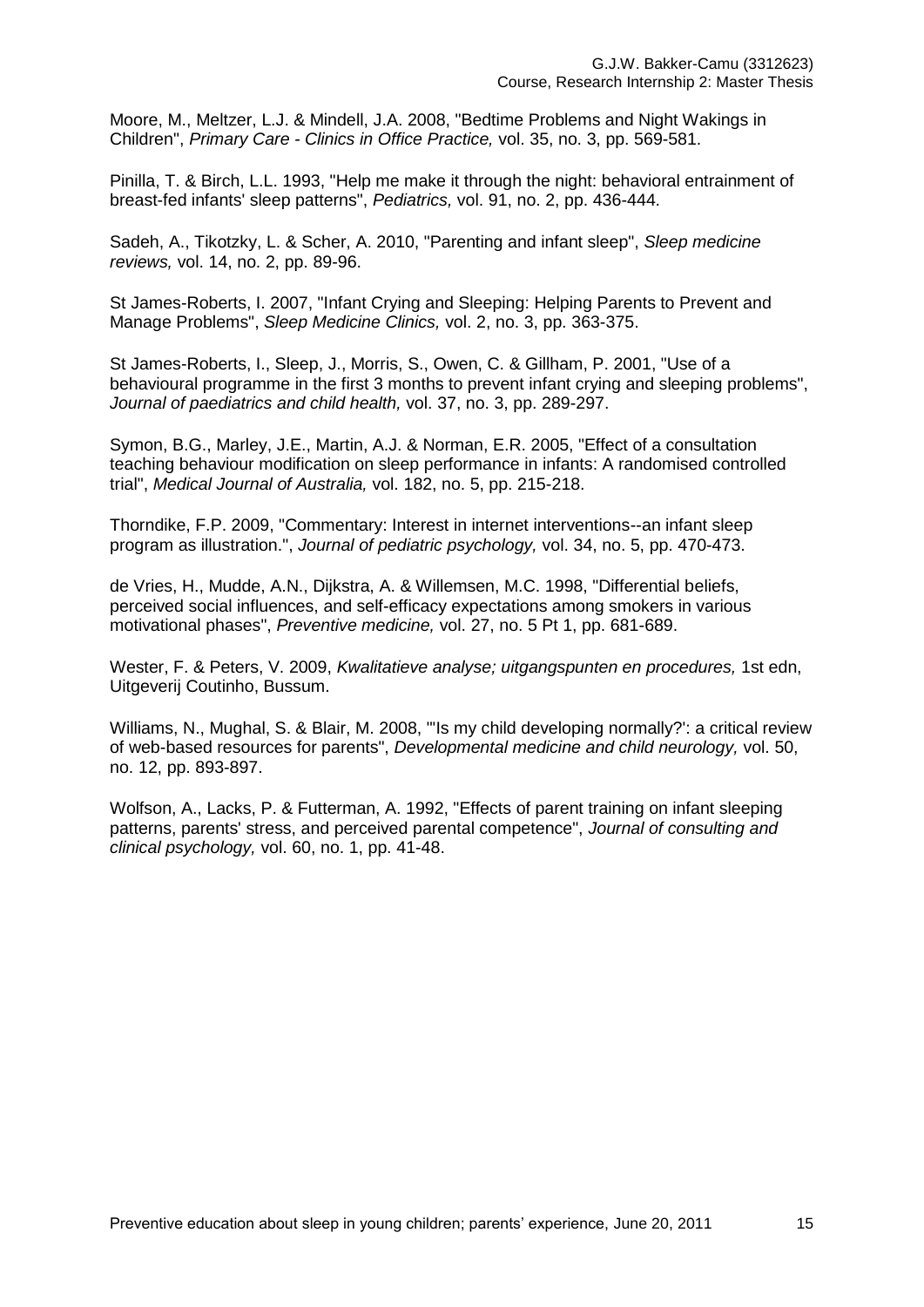Moore, M., Meltzer, L.J. & Mindell, J.A. 2008, "Bedtime Problems and Night Wakings in Children", *Primary Care - Clinics in Office Practice,* vol. 35, no. 3, pp. 569-581.

Pinilla, T. & Birch, L.L. 1993, "Help me make it through the night: behavioral entrainment of breast-fed infants' sleep patterns", *Pediatrics,* vol. 91, no. 2, pp. 436-444.

Sadeh, A., Tikotzky, L. & Scher, A. 2010, "Parenting and infant sleep", *Sleep medicine reviews,* vol. 14, no. 2, pp. 89-96.

St James-Roberts, I. 2007, "Infant Crying and Sleeping: Helping Parents to Prevent and Manage Problems", *Sleep Medicine Clinics,* vol. 2, no. 3, pp. 363-375.

St James-Roberts, I., Sleep, J., Morris, S., Owen, C. & Gillham, P. 2001, "Use of a behavioural programme in the first 3 months to prevent infant crying and sleeping problems", *Journal of paediatrics and child health,* vol. 37, no. 3, pp. 289-297.

Symon, B.G., Marley, J.E., Martin, A.J. & Norman, E.R. 2005, "Effect of a consultation teaching behaviour modification on sleep performance in infants: A randomised controlled trial", *Medical Journal of Australia,* vol. 182, no. 5, pp. 215-218.

Thorndike, F.P. 2009, "Commentary: Interest in internet interventions--an infant sleep program as illustration.", *Journal of pediatric psychology,* vol. 34, no. 5, pp. 470-473.

de Vries, H., Mudde, A.N., Dijkstra, A. & Willemsen, M.C. 1998, "Differential beliefs, perceived social influences, and self-efficacy expectations among smokers in various motivational phases", *Preventive medicine,* vol. 27, no. 5 Pt 1, pp. 681-689.

Wester, F. & Peters, V. 2009, *Kwalitatieve analyse; uitgangspunten en procedures,* 1st edn, Uitgeverij Coutinho, Bussum.

Williams, N., Mughal, S. & Blair, M. 2008, "'Is my child developing normally?': a critical review of web-based resources for parents", *Developmental medicine and child neurology,* vol. 50, no. 12, pp. 893-897.

Wolfson, A., Lacks, P. & Futterman, A. 1992, "Effects of parent training on infant sleeping patterns, parents' stress, and perceived parental competence", *Journal of consulting and clinical psychology,* vol. 60, no. 1, pp. 41-48.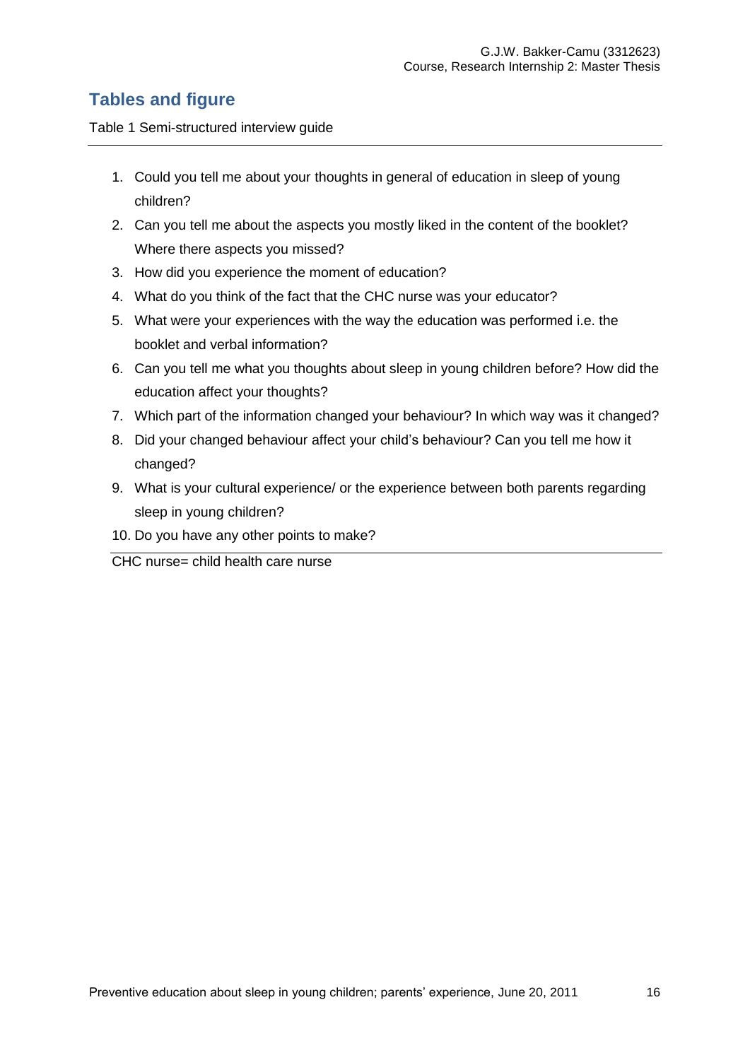## Tables and figure

Table 1 Semi-structured interview guide

1. Could you tell me about your thoughts in general of education in sleep of young children?
2. Can you tell me about the aspects you mostly liked in the content of the booklet? Where there aspects you missed?
3. How did you experience the moment of education?
4. What do you think of the fact that the CHC nurse was your educator?
5. What were your experiences with the way the education was performed i.e. the booklet and verbal information?
6. Can you tell me what you thoughts about sleep in young children before? How did the education affect your thoughts?
7. Which part of the information changed your behaviour? In which way was it changed?
8. Did your changed behaviour affect your child's behaviour? Can you tell me how it changed?
9. What is your cultural experience/ or the experience between both parents regarding sleep in young children?
10. Do you have any other points to make?

CHC nurse= child health care nurse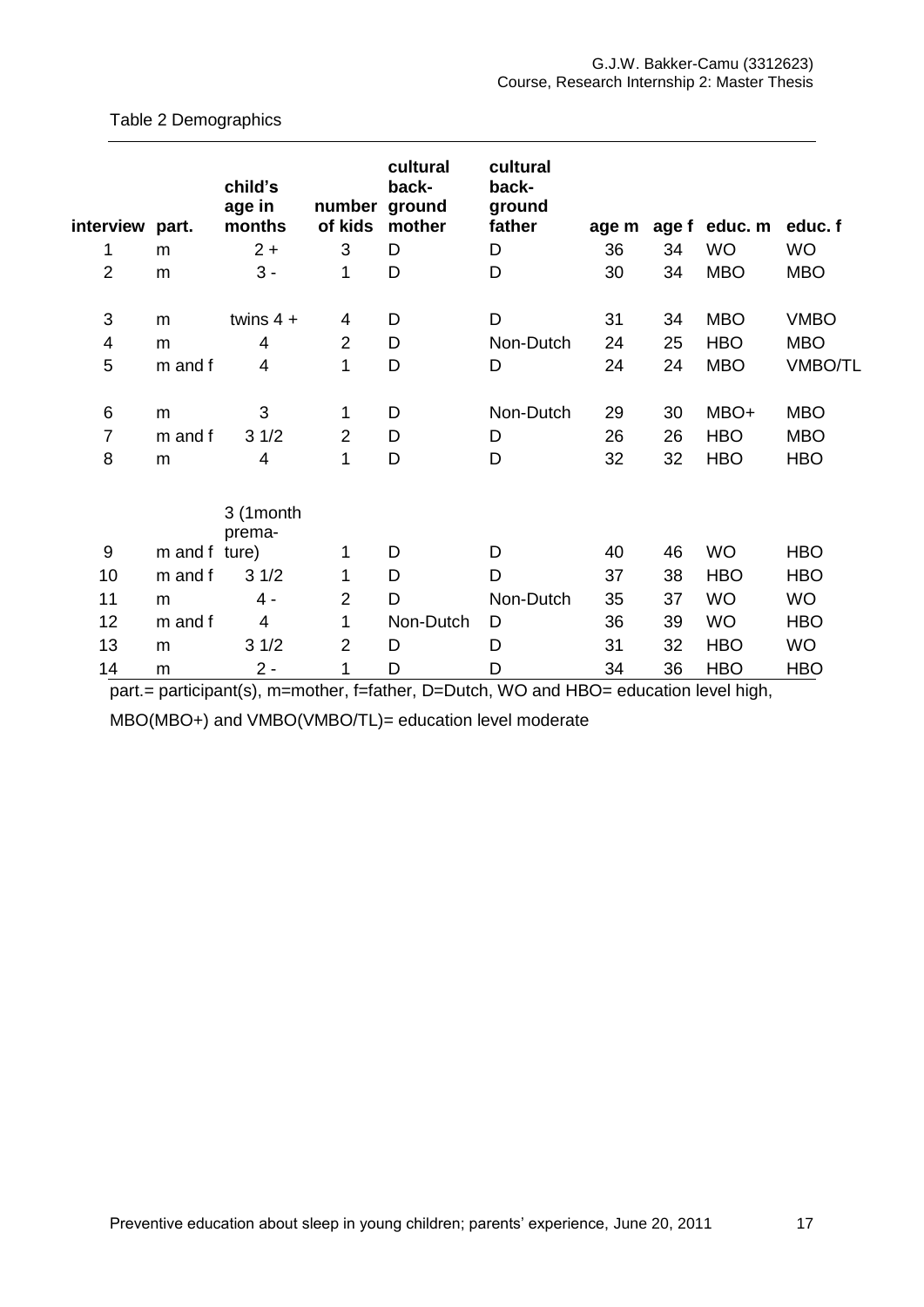Table 2 Demographics

| interview | part. | child's age in months | number of kids | cultural back-ground mother | cultural back-ground father | age m | age f | educ. m | educ. f |
|---|---|---|---|---|---|---|---|---|---|
| 1 | m | 2 + | 3 | D | D | 36 | 34 | WO | WO |
| 2 | m | 3 - | 1 | D | D | 30 | 34 | MBO | MBO |
| 3 | m | twins 4 + | 4 | D | D | 31 | 34 | MBO | VMBO |
| 4 | m | 4 | 2 | D | Non-Dutch | 24 | 25 | HBO | MBO |
| 5 | m and f | 4 | 1 | D | D | 24 | 24 | MBO | VMBO/TL |
| 6 | m | 3 | 1 | D | Non-Dutch | 29 | 30 | MBO+ | MBO |
| 7 | m and f | 3 1/2 | 2 | D | D | 26 | 26 | HBO | MBO |
| 8 | m | 4 | 1 | D | D | 32 | 32 | HBO | HBO |
| 9 | m and f | 3 (1month premature) | 1 | D | D | 40 | 46 | WO | HBO |
| 10 | m and f | 3 1/2 | 1 | D | D | 37 | 38 | HBO | HBO |
| 11 | m | 4 - | 2 | D | Non-Dutch | 35 | 37 | WO | WO |
| 12 | m and f | 4 | 1 | Non-Dutch | D | 36 | 39 | WO | HBO |
| 13 | m | 3 1/2 | 2 | D | D | 31 | 32 | HBO | WO |
| 14 | m | 2 - | 1 | D | D | 34 | 36 | HBO | HBO |

part.= participant(s), m=mother, f=father, D=Dutch, WO and HBO= education level high, MBO(MBO+) and VMBO(VMBO/TL)= education level moderate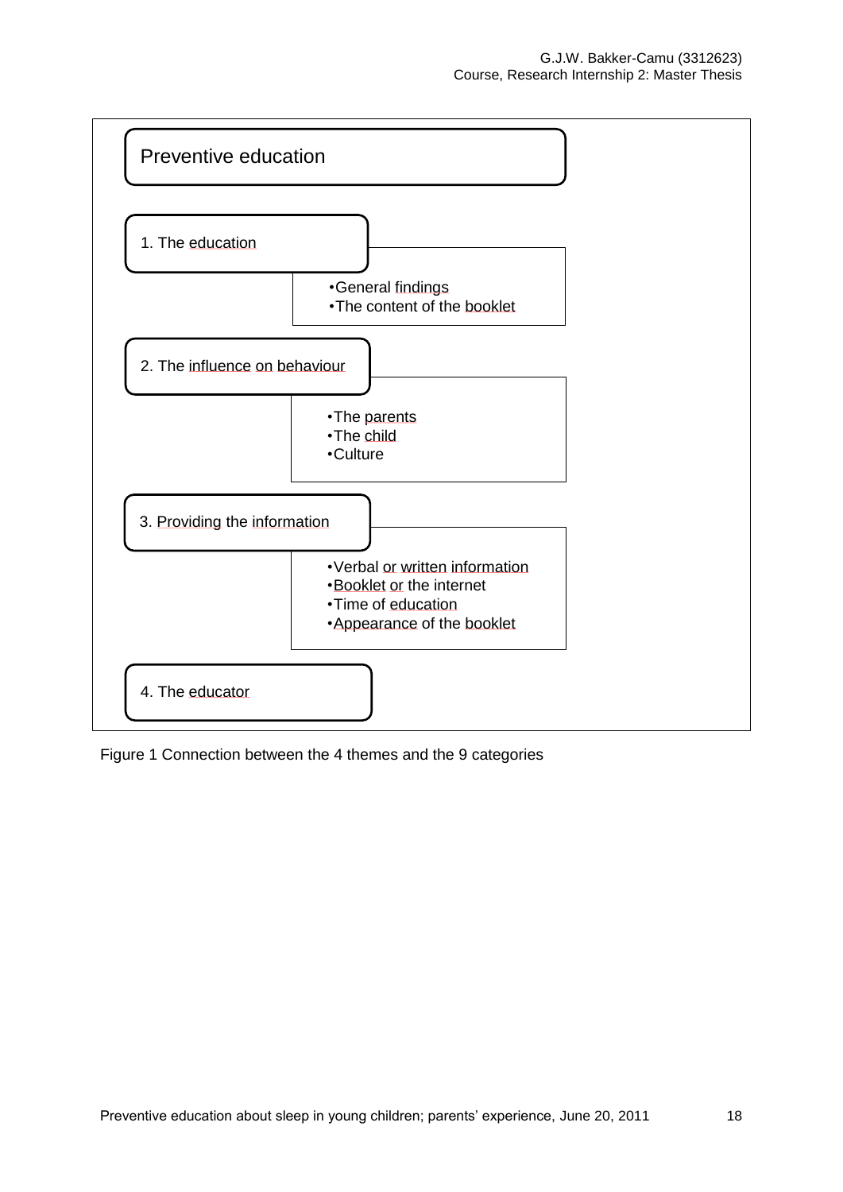Preventive education

1. The education

- General findings
- The content of the booklet

2. The influence on behaviour

- The parents
- The child
- Culture

3. Providing the information

- Verbal or written information
- Booklet or the internet
- Time of education
- Appearance of the booklet

4. The educator

Figure 1 Connection between the 4 themes and the 9 categories